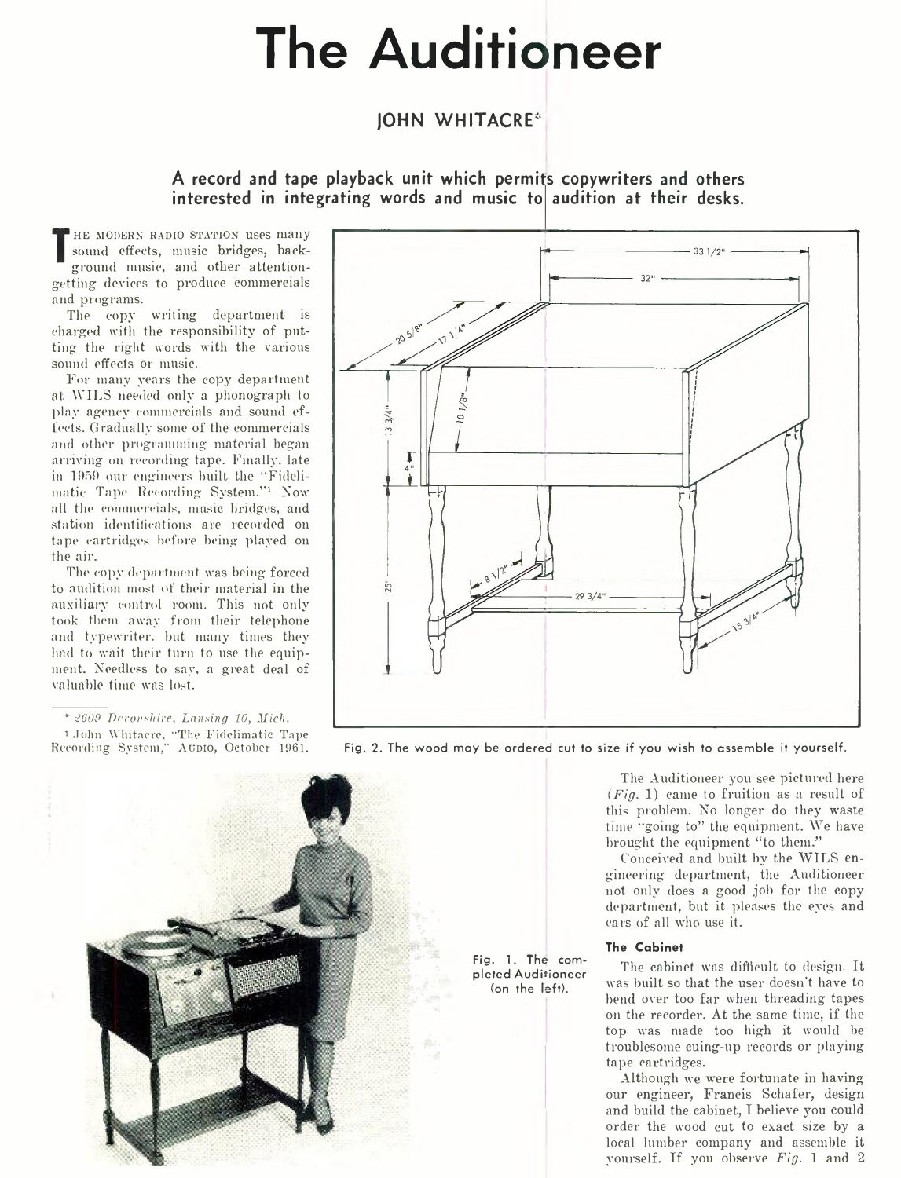# The Auditioneer

## JOHN WHITACRE*

### A record and tape playback unit which permits copywriters and others interested in integrating words and music to audition at their desks.

THE MODERN RADIO STATION uses many sound effects, music bridges, background music, and other attention-getting devices to produce commercials and programs.

The copy writing department is charged with the responsibility of putting the right words with the various sound effects or music.

For many years the copy department at WILS needed only a phonograph to play agency commercials and sound effects. Gradually some of the commercials and other programming material began arriving on recording tape. Finally, late in 1959 our engineers built the "Fidelimatic Tape Recording System."[1] Now all the commercials, music bridges, and station identifications are recorded on tape cartridges before being played on the air.

The copy department was being forced to audition most of their material in the auxiliary control room. This not only took them away from their telephone and typewriter, but many times they had to wait their turn to use the equipment. Needless to say, a great deal of valuable time was lost.

\* 2609 Devonshire, Lansing 10, Mich.

[1] John Whitacre, "The Fidelimatic Tape Recording System," AUDIO, October 1961.

Fig. 2. The wood may be ordered cut to size if you wish to assemble it yourself.

Fig. 1. The completed Auditioneer (on the left).

The Auditioneer you see pictured here (*Fig.* 1) came to fruition as a result of this problem. No longer do they waste time "going to" the equipment. We have brought the equipment "to them."

Conceived and built by the WILS engineering department, the Auditioneer not only does a good job for the copy department, but it pleases the eyes and ears of all who use it.

#### The Cabinet

The cabinet was difficult to design. It was built so that the user doesn't have to bend over too far when threading tapes on the recorder. At the same time, if the top was made too high it would be troublesome cuing-up records or playing tape cartridges.

Although we were fortunate in having our engineer, Francis Schafer, design and build the cabinet, I believe you could order the wood cut to exact size by a local lumber company and assemble it yourself. If you observe *Fig.* 1 and 2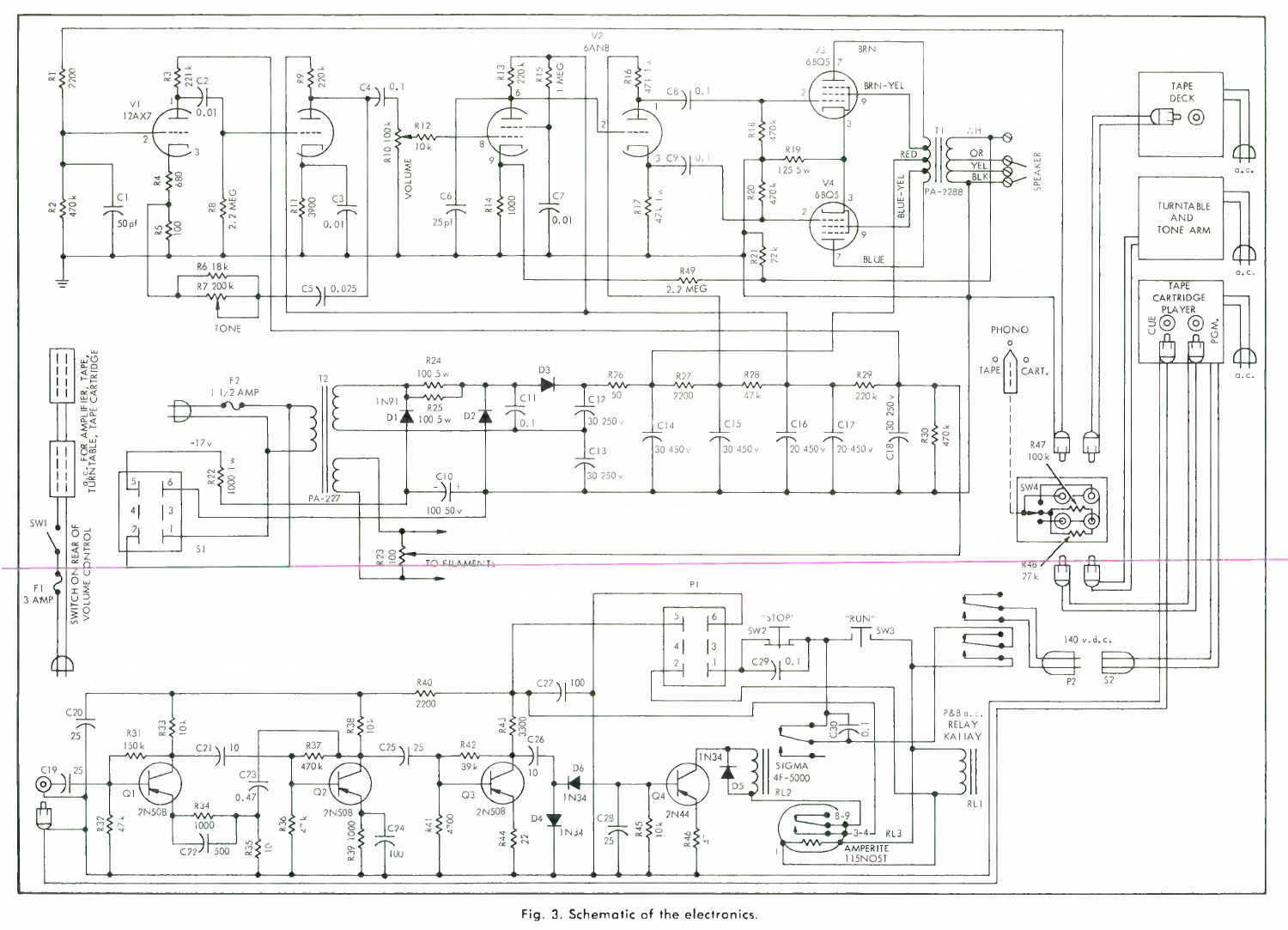Fig. 3. Schematic of the electronics.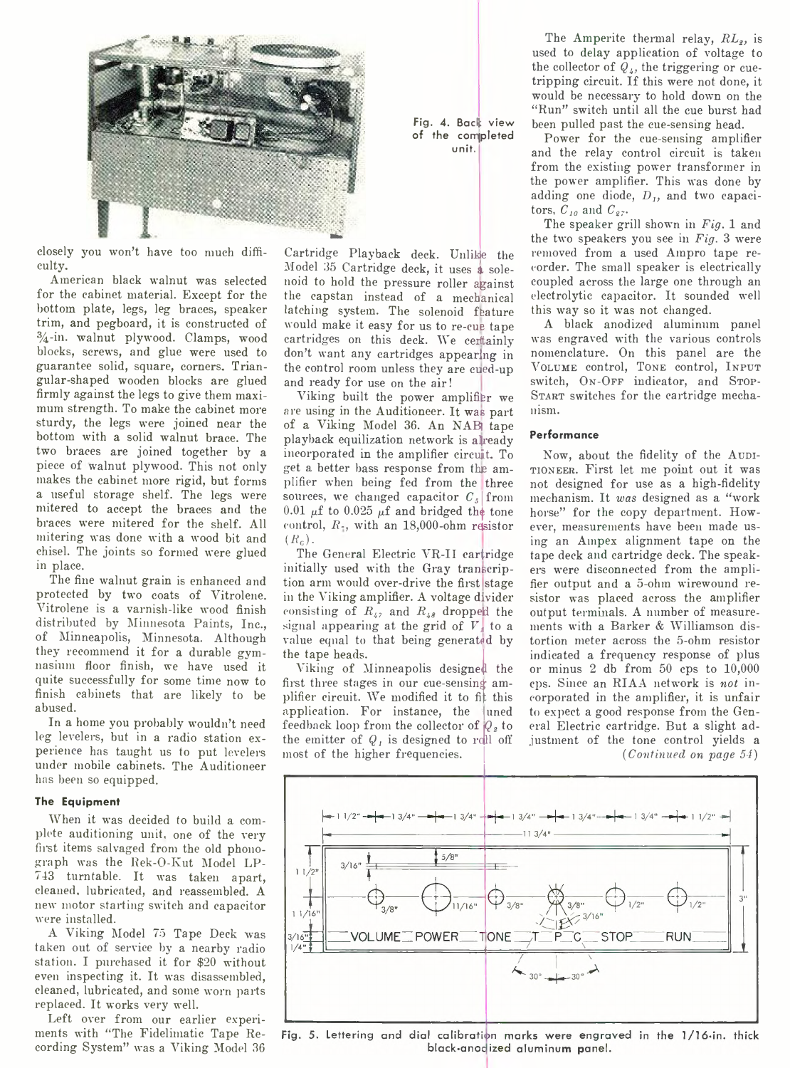Fig. 4. Back view of the completed unit.

closely you won't have too much difficulty.

American black walnut was selected for the cabinet material. Except for the bottom plate, legs, leg braces, speaker trim, and pegboard, it is constructed of 3/4-in. walnut plywood. Clamps, wood blocks, screws, and glue were used to guarantee solid, square, corners. Triangular-shaped wooden blocks are glued firmly against the legs to give them maximum strength. To make the cabinet more sturdy, the legs were joined near the bottom with a solid walnut brace. The two braces are joined together by a piece of walnut plywood. This not only makes the cabinet more rigid, but forms a useful storage shelf. The legs were mitered to accept the braces and the braces were mitered for the shelf. All mitering was done with a wood bit and chisel. The joints so formed were glued in place.

The fine walnut grain is enhanced and protected by two coats of Vitrolene. Vitrolene is a varnish-like wood finish distributed by Minnesota Paints, Inc., of Minneapolis, Minnesota. Although they recommend it for a durable gymnasium floor finish, we have used it quite successfully for some time now to finish cabinets that are likely to be abused.

In a home you probably wouldn't need leg levelers, but in a radio station experience has taught us to put levelers under mobile cabinets. The Auditioneer has been so equipped.

### The Equipment

When it was decided to build a complete auditioning unit, one of the very first items salvaged from the old phonograph was the Rek-O-Kut Model LP-743 turntable. It was taken apart, cleaned, lubricated, and reassembled. A new motor starting switch and capacitor were installed.

A Viking Model 75 Tape Deck was taken out of service by a nearby radio station. I purchased it for $20 without even inspecting it. It was disassembled, cleaned, lubricated, and some worn parts replaced. It works very well.

Left over from our earlier experiments with "The Fidelimatic Tape Recording System" was a Viking Model 36 Cartridge Playback deck. Unlike the Model 35 Cartridge deck, it uses a solenoid to hold the pressure roller against the capstan instead of a mechanical latching system. The solenoid feature would make it easy for us to re-cue tape cartridges on this deck. We certainly don't want any cartridges appearing in the control room unless they are cued-up and ready for use on the air!

Viking built the power amplifier we are using in the Auditioneer. It was part of a Viking Model 36. An NAB tape playback equilization network is already incorporated in the amplifier circuit. To get a better bass response from the amplifier when being fed from the three sources, we changed capacitor $C_5$ from 0.01 $\mu$f to 0.025 $\mu$f and bridged the tone control, $R_7$, with an 18,000-ohm resistor ($R_6$).

The General Electric VR-II cartridge initially used with the Gray transcription arm would over-drive the first stage in the Viking amplifier. A voltage divider consisting of $R_{47}$ and $R_{48}$ dropped the signal appearing at the grid of $V_1$ to a value equal to that being generated by the tape heads.

Viking of Minneapolis designed the first three stages in our cue-sensing amplifier circuit. We modified it to fit this application. For instance, the tuned feedback loop from the collector of $Q_2$ to the emitter of $Q_1$ is designed to roll off most of the higher frequencies.

The Amperite thermal relay, $RL_2$, is used to delay application of voltage to the collector of $Q_4$, the triggering or cue-tripping circuit. If this were not done, it would be necessary to hold down on the "Run" switch until all the cue burst had been pulled past the cue-sensing head.

Power for the cue-sensing amplifier and the relay control circuit is taken from the existing power transformer in the power amplifier. This was done by adding one diode, $D_1$, and two capacitors, $C_{10}$ and $C_{27}$.

The speaker grill shown in *Fig.* 1 and the two speakers you see in *Fig.* 3 were removed from a used Ampro tape recorder. The small speaker is electrically coupled across the large one through an electrolytic capacitor. It sounded well this way so it was not changed.

A black anodized aluminum panel was engraved with the various controls nomenclature. On this panel are the VOLUME control, TONE control, INPUT switch, ON-OFF indicator, and STOP-START switches for the cartridge mechanism.

### Performance

Now, about the fidelity of the AUDITIONEER. First let me point out it was not designed for use as a high-fidelity mechanism. It *was* designed as a "work horse" for the copy department. However, measurements have been made using an Ampex alignment tape on the tape deck and cartridge deck. The speakers were disconnected from the amplifier output and a 5-ohm wirewound resistor was placed across the amplifier output terminals. A number of measurements with a Barker & Williamson distortion meter across the 5-ohm resistor indicated a frequency response of plus or minus 2 db from 50 cps to 10,000 cps. Since an RIAA network is *not* incorporated in the amplifier, it is unfair to expect a good response from the General Electric cartridge. But a slight adjustment of the tone control yields a

*(Continued on page 54)*

Fig. 5. Lettering and dial calibration marks were engraved in the 1/16-in. thick black-anodized aluminum panel.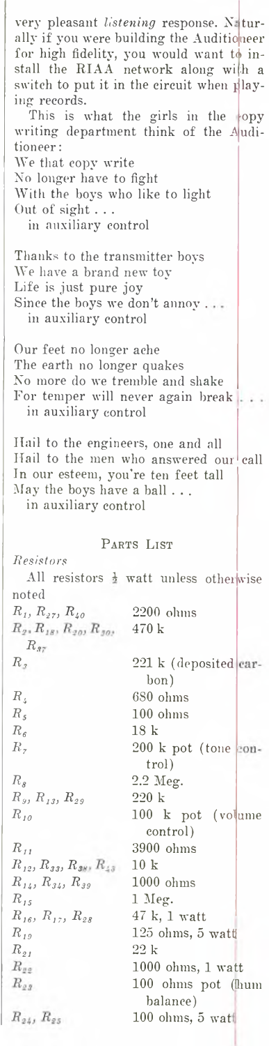very pleasant *listening* response. Naturally if you were building the Auditioneer for high fidelity, you would want to install the RIAA network along with a switch to put it in the circuit when playing records.

This is what the girls in the copy writing department think of the Auditioneer:

We that copy write
No longer have to fight
With the boys who like to light
Out of sight . . .
  in auxiliary control

Thanks to the transmitter boys
We have a brand new toy
Life is just pure joy
Since the boys we don't annoy . . .
  in auxiliary control

Our feet no longer ache
The earth no longer quakes
No more do we tremble and shake
For temper will never again break . . .
  in auxiliary control

Hail to the engineers, one and all
Hail to the men who answered our call
In our esteem, you're ten feet tall
May the boys have a ball . . .
  in auxiliary control

## Parts List

*Resistors*

All resistors ½ watt unless otherwise noted

| | |
|---|---|
| $R_1$, $R_{27}$, $R_{40}$ | 2200 ohms |
| $R_2$, $R_{18}$, $R_{20}$, $R_{30}$, $R_{37}$ | 470 k |
| $R_3$ | 221 k (deposited carbon) |
| $R_4$ | 680 ohms |
| $R_5$ | 100 ohms |
| $R_6$ | 18 k |
| $R_7$ | 200 k pot (tone control) |
| $R_8$ | 2.2 Meg. |
| $R_9$, $R_{13}$, $R_{29}$ | 220 k |
| $R_{10}$ | 100 k pot (volume control) |
| $R_{11}$ | 3900 ohms |
| $R_{12}$, $R_{33}$, $R_{38}$, $R_{43}$ | 10 k |
| $R_{14}$, $R_{34}$, $R_{39}$ | 1000 ohms |
| $R_{15}$ | 1 Meg. |
| $R_{16}$, $R_{17}$, $R_{28}$ | 47 k, 1 watt |
| $R_{19}$ | 125 ohms, 5 watt |
| $R_{21}$ | 22 k |
| $R_{22}$ | 1000 ohms, 1 watt |
| $R_{23}$ | 100 ohms pot (hum balance) |
| $R_{24}$, $R_{25}$ | 100 ohms, 5 watt |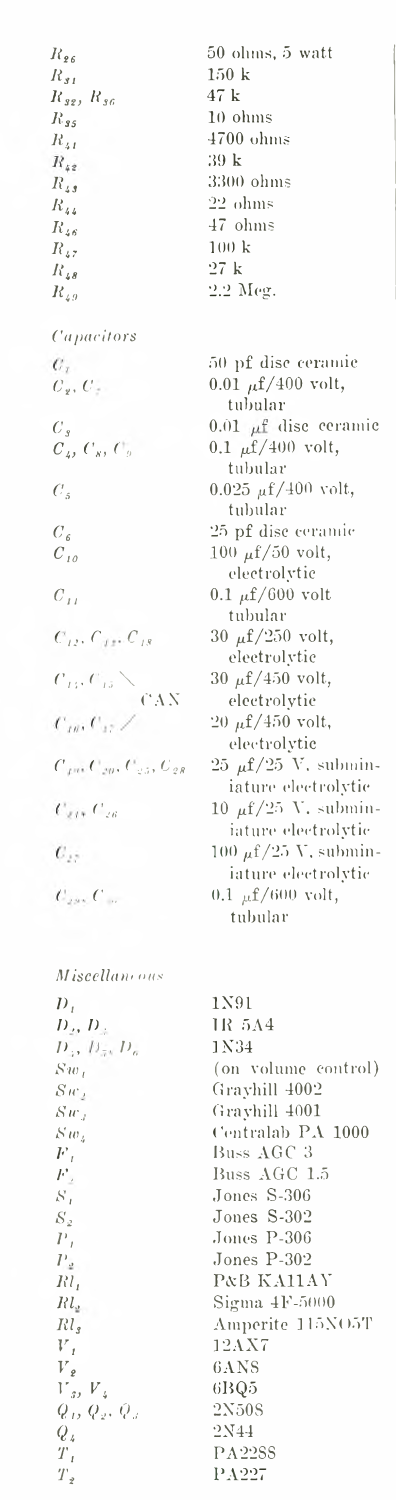| | |
|---|---|
| $R_{26}$ | 50 ohms, 5 watt |
| $R_{31}$ | 150 k |
| $R_{32}$, $R_{36}$ | 47 k |
| $R_{35}$ | 10 ohms |
| $R_{41}$ | 4700 ohms |
| $R_{42}$ | 39 k |
| $R_{43}$ | 3300 ohms |
| $R_{44}$ | 22 ohms |
| $R_{46}$ | 47 ohms |
| $R_{47}$ | 100 k |
| $R_{48}$ | 27 k |
| $R_{49}$ | 2.2 Meg. |

*Capacitors*

| | |
|---|---|
| $C_1$ | 50 pf disc ceramic |
| $C_2$, $C_7$ | 0.01 μf/400 volt, tubular |
| $C_3$ | 0.01 μf disc ceramic |
| $C_4$, $C_8$, $C_9$ | 0.1 μf/400 volt, tubular |
| $C_5$ | 0.025 μf/400 volt, tubular |
| $C_6$ | 25 pf disc ceramic |
| $C_{10}$ | 100 μf/50 volt, electrolytic |
| $C_{11}$ | 0.1 μf/600 volt tubular |
| $C_{12}$, $C_{13}$, $C_{18}$ | 30 μf/250 volt, electrolytic |
| $C_{14}$, $C_{15}$ CAN | 30 μf/450 volt, electrolytic |
| $C_{16}$, $C_{17}$ CAN | 20 μf/450 volt, electrolytic |
| $C_{19}$, $C_{20}$, $C_{25}$, $C_{28}$ | 25 μf/25 V, subminiature electrolytic |
| $C_{24}$, $C_{26}$ | 10 μf/25 V, subminiature electrolytic |
| $C_{27}$ | 100 μf/25 V, subminiature electrolytic |
| $C_{29}$, $C_{30}$ | 0.1 μf/600 volt, tubular |

*Miscellaneous*

| | |
|---|---|
| $D_1$ | 1N91 |
| $D_2$, $D_3$ | 1R 5A4 |
| $D_4$, $D_5$, $D_6$ | 1N34 |
| $Sw_1$ | (on volume control) |
| $Sw_2$ | Grayhill 4002 |
| $Sw_3$ | Grayhill 4001 |
| $Sw_4$ | Centralab PA 1000 |
| $F_1$ | Buss AGC 3 |
| $F_2$ | Buss AGC 1.5 |
| $S_1$ | Jones S-306 |
| $S_2$ | Jones S-302 |
| $P_1$ | Jones P-306 |
| $P_2$ | Jones P-302 |
| $Rl_1$ | P&B KA11AY |
| $Rl_2$ | Sigma 4F-5000 |
| $Rl_3$ | Amperite 115N05T |
| $V_1$ | 12AX7 |
| $V_2$ | 6AN8 |
| $V_3$, $V_4$ | 6BQ5 |
| $Q_1$, $Q_2$, $Q_3$ | 2N508 |
| $Q_4$ | 2N44 |
| $T_1$ | PA2288 |
| $T_2$ | PA227 |